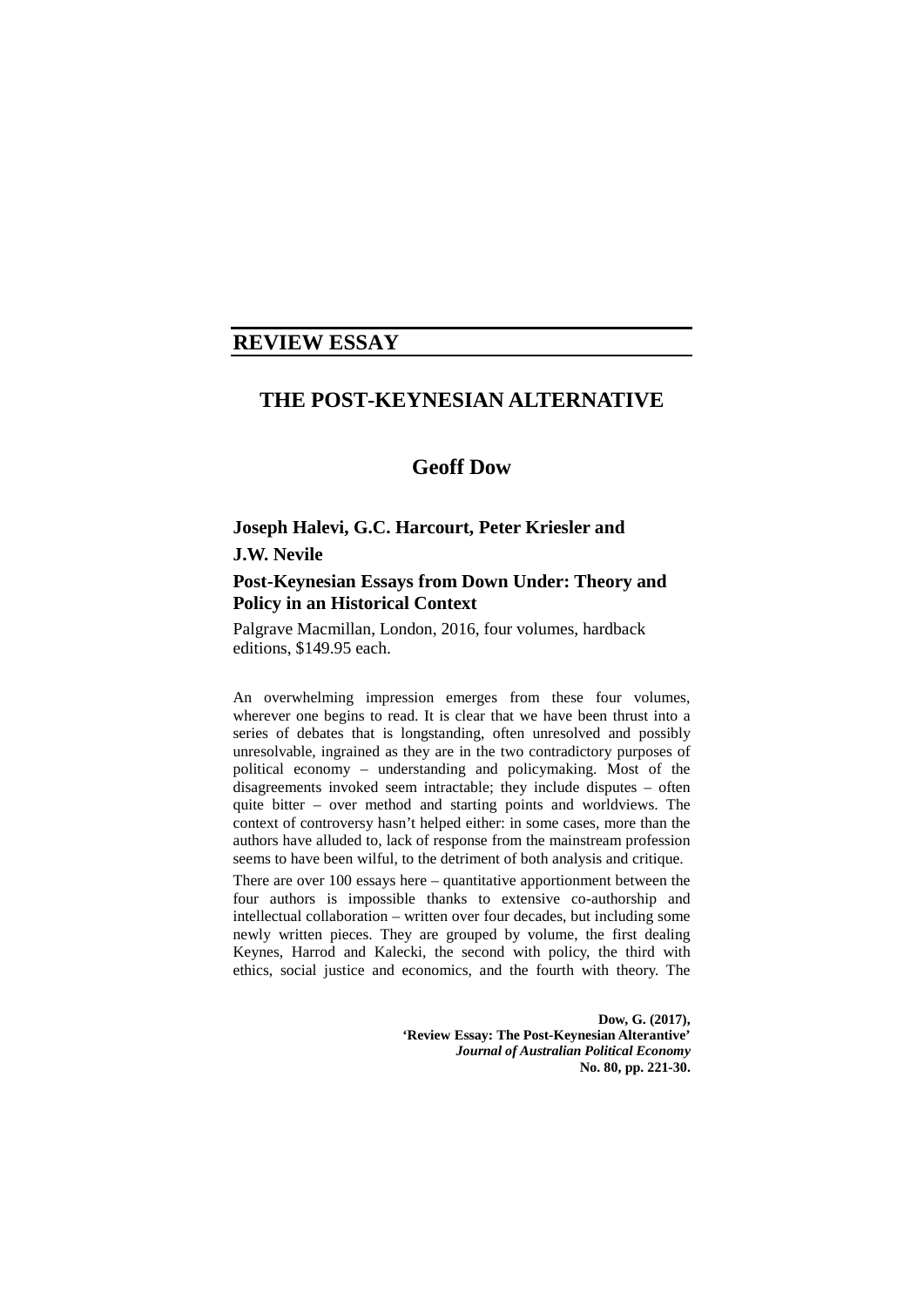## REVIEW ESSAY

# THE POST-KEYNESIAN ALTERNATIVE

### Geoff Dow

**Joseph Halevi, G.C. Harcourt, Peter Kriesler and J.W. Nevile**

**Post-Keynesian Essays from Down Under: Theory and Policy in an Historical Context**

Palgrave Macmillan, London, 2016, four volumes, hardback editions, $149.95 each.

An overwhelming impression emerges from these four volumes, wherever one begins to read. It is clear that we have been thrust into a series of debates that is longstanding, often unresolved and possibly unresolvable, ingrained as they are in the two contradictory purposes of political economy – understanding and policymaking. Most of the disagreements invoked seem intractable; they include disputes – often quite bitter – over method and starting points and worldviews. The context of controversy hasn't helped either: in some cases, more than the authors have alluded to, lack of response from the mainstream profession seems to have been wilful, to the detriment of both analysis and critique.

There are over 100 essays here – quantitative apportionment between the four authors is impossible thanks to extensive co-authorship and intellectual collaboration – written over four decades, but including some newly written pieces. They are grouped by volume, the first dealing Keynes, Harrod and Kalecki, the second with policy, the third with ethics, social justice and economics, and the fourth with theory. The

**Dow, G. (2017),**
**'Review Essay: The Post-Keynesian Alterantive'**
***Journal of Australian Political Economy***
**No. 80, pp. 221-30.**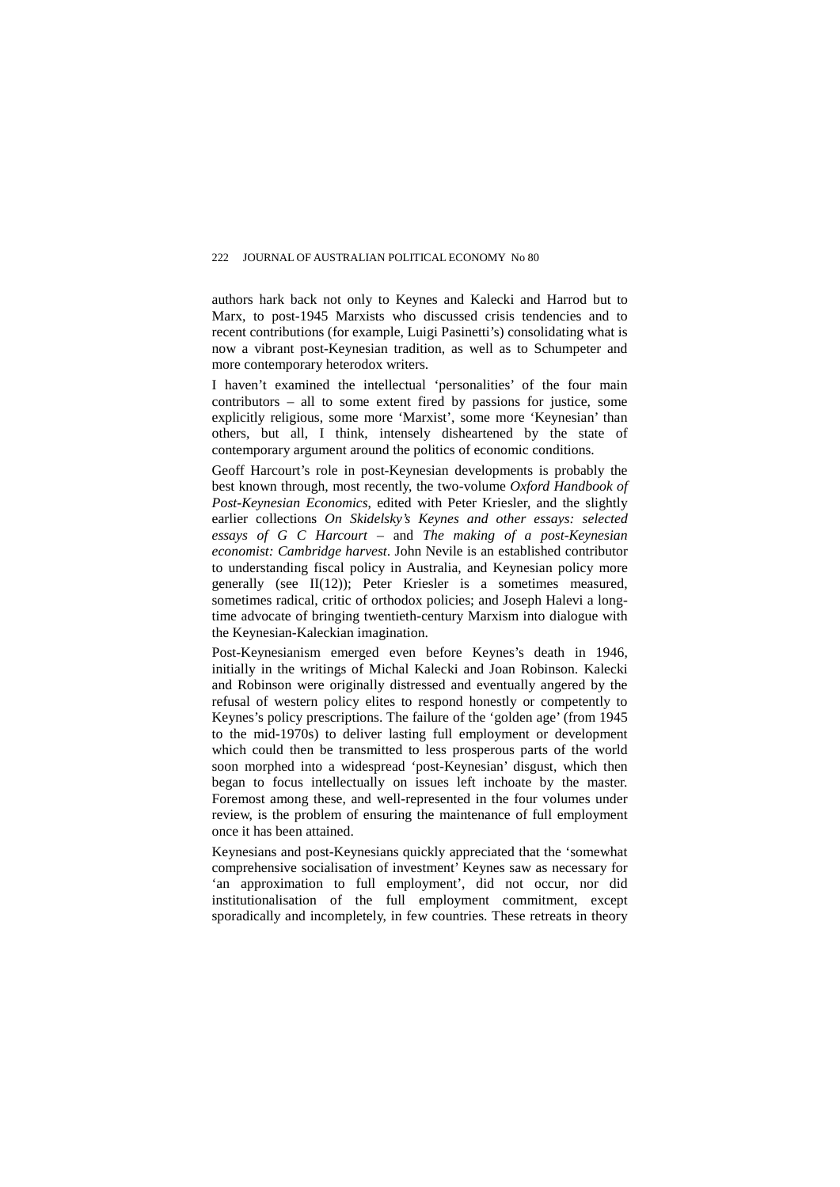authors hark back not only to Keynes and Kalecki and Harrod but to Marx, to post-1945 Marxists who discussed crisis tendencies and to recent contributions (for example, Luigi Pasinetti's) consolidating what is now a vibrant post-Keynesian tradition, as well as to Schumpeter and more contemporary heterodox writers.

I haven't examined the intellectual 'personalities' of the four main contributors – all to some extent fired by passions for justice, some explicitly religious, some more 'Marxist', some more 'Keynesian' than others, but all, I think, intensely disheartened by the state of contemporary argument around the politics of economic conditions.

Geoff Harcourt's role in post-Keynesian developments is probably the best known through, most recently, the two-volume *Oxford Handbook of Post-Keynesian Economics*, edited with Peter Kriesler, and the slightly earlier collections *On Skidelsky's Keynes and other essays: selected essays of G C Harcourt* – and *The making of a post-Keynesian economist: Cambridge harvest*. John Nevile is an established contributor to understanding fiscal policy in Australia, and Keynesian policy more generally (see II(12)); Peter Kriesler is a sometimes measured, sometimes radical, critic of orthodox policies; and Joseph Halevi a long-time advocate of bringing twentieth-century Marxism into dialogue with the Keynesian-Kaleckian imagination.

Post-Keynesianism emerged even before Keynes's death in 1946, initially in the writings of Michal Kalecki and Joan Robinson. Kalecki and Robinson were originally distressed and eventually angered by the refusal of western policy elites to respond honestly or competently to Keynes's policy prescriptions. The failure of the 'golden age' (from 1945 to the mid-1970s) to deliver lasting full employment or development which could then be transmitted to less prosperous parts of the world soon morphed into a widespread 'post-Keynesian' disgust, which then began to focus intellectually on issues left inchoate by the master. Foremost among these, and well-represented in the four volumes under review, is the problem of ensuring the maintenance of full employment once it has been attained.

Keynesians and post-Keynesians quickly appreciated that the 'somewhat comprehensive socialisation of investment' Keynes saw as necessary for 'an approximation to full employment', did not occur, nor did institutionalisation of the full employment commitment, except sporadically and incompletely, in few countries. These retreats in theory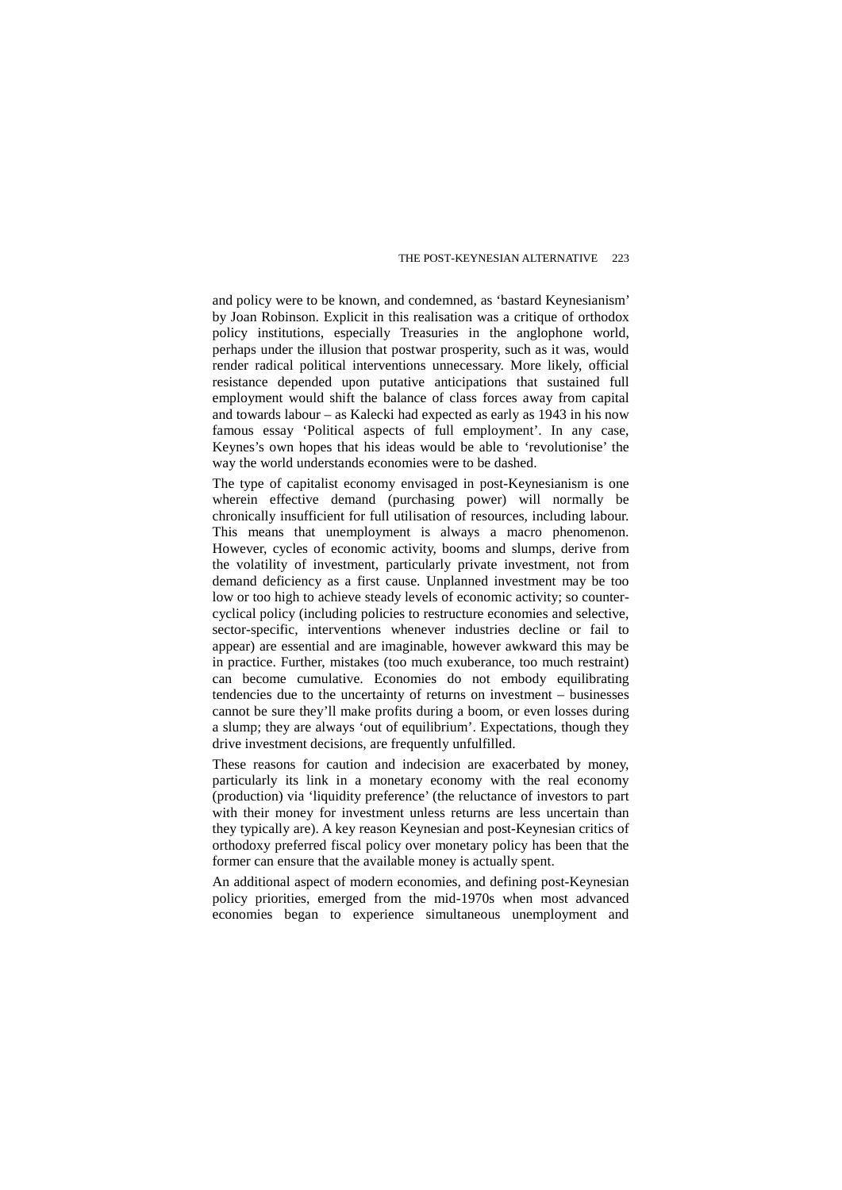and policy were to be known, and condemned, as 'bastard Keynesianism' by Joan Robinson. Explicit in this realisation was a critique of orthodox policy institutions, especially Treasuries in the anglophone world, perhaps under the illusion that postwar prosperity, such as it was, would render radical political interventions unnecessary. More likely, official resistance depended upon putative anticipations that sustained full employment would shift the balance of class forces away from capital and towards labour – as Kalecki had expected as early as 1943 in his now famous essay 'Political aspects of full employment'. In any case, Keynes's own hopes that his ideas would be able to 'revolutionise' the way the world understands economies were to be dashed.

The type of capitalist economy envisaged in post-Keynesianism is one wherein effective demand (purchasing power) will normally be chronically insufficient for full utilisation of resources, including labour. This means that unemployment is always a macro phenomenon. However, cycles of economic activity, booms and slumps, derive from the volatility of investment, particularly private investment, not from demand deficiency as a first cause. Unplanned investment may be too low or too high to achieve steady levels of economic activity; so counter-cyclical policy (including policies to restructure economies and selective, sector-specific, interventions whenever industries decline or fail to appear) are essential and are imaginable, however awkward this may be in practice. Further, mistakes (too much exuberance, too much restraint) can become cumulative. Economies do not embody equilibrating tendencies due to the uncertainty of returns on investment – businesses cannot be sure they'll make profits during a boom, or even losses during a slump; they are always 'out of equilibrium'. Expectations, though they drive investment decisions, are frequently unfulfilled.

These reasons for caution and indecision are exacerbated by money, particularly its link in a monetary economy with the real economy (production) via 'liquidity preference' (the reluctance of investors to part with their money for investment unless returns are less uncertain than they typically are). A key reason Keynesian and post-Keynesian critics of orthodoxy preferred fiscal policy over monetary policy has been that the former can ensure that the available money is actually spent.

An additional aspect of modern economies, and defining post-Keynesian policy priorities, emerged from the mid-1970s when most advanced economies began to experience simultaneous unemployment and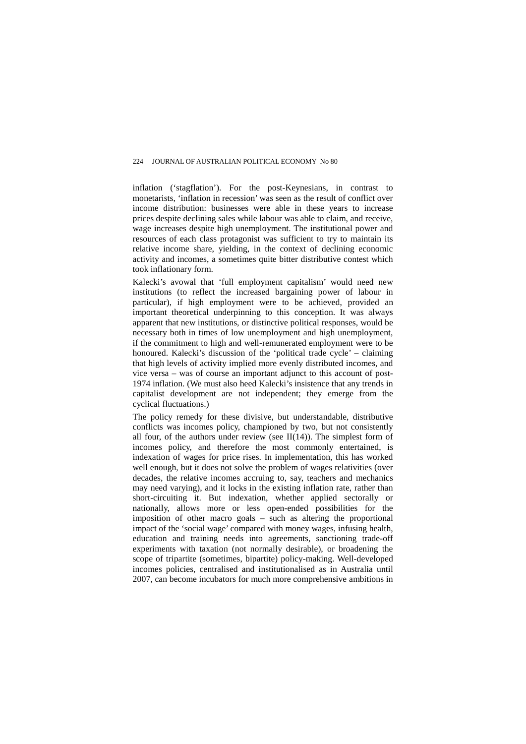inflation ('stagflation'). For the post-Keynesians, in contrast to monetarists, 'inflation in recession' was seen as the result of conflict over income distribution: businesses were able in these years to increase prices despite declining sales while labour was able to claim, and receive, wage increases despite high unemployment. The institutional power and resources of each class protagonist was sufficient to try to maintain its relative income share, yielding, in the context of declining economic activity and incomes, a sometimes quite bitter distributive contest which took inflationary form.

Kalecki's avowal that 'full employment capitalism' would need new institutions (to reflect the increased bargaining power of labour in particular), if high employment were to be achieved, provided an important theoretical underpinning to this conception. It was always apparent that new institutions, or distinctive political responses, would be necessary both in times of low unemployment and high unemployment, if the commitment to high and well-remunerated employment were to be honoured. Kalecki's discussion of the 'political trade cycle' – claiming that high levels of activity implied more evenly distributed incomes, and vice versa – was of course an important adjunct to this account of post-1974 inflation. (We must also heed Kalecki's insistence that any trends in capitalist development are not independent; they emerge from the cyclical fluctuations.)

The policy remedy for these divisive, but understandable, distributive conflicts was incomes policy, championed by two, but not consistently all four, of the authors under review (see II(14)). The simplest form of incomes policy, and therefore the most commonly entertained, is indexation of wages for price rises. In implementation, this has worked well enough, but it does not solve the problem of wages relativities (over decades, the relative incomes accruing to, say, teachers and mechanics may need varying), and it locks in the existing inflation rate, rather than short-circuiting it. But indexation, whether applied sectorally or nationally, allows more or less open-ended possibilities for the imposition of other macro goals – such as altering the proportional impact of the 'social wage' compared with money wages, infusing health, education and training needs into agreements, sanctioning trade-off experiments with taxation (not normally desirable), or broadening the scope of tripartite (sometimes, bipartite) policy-making. Well-developed incomes policies, centralised and institutionalised as in Australia until 2007, can become incubators for much more comprehensive ambitions in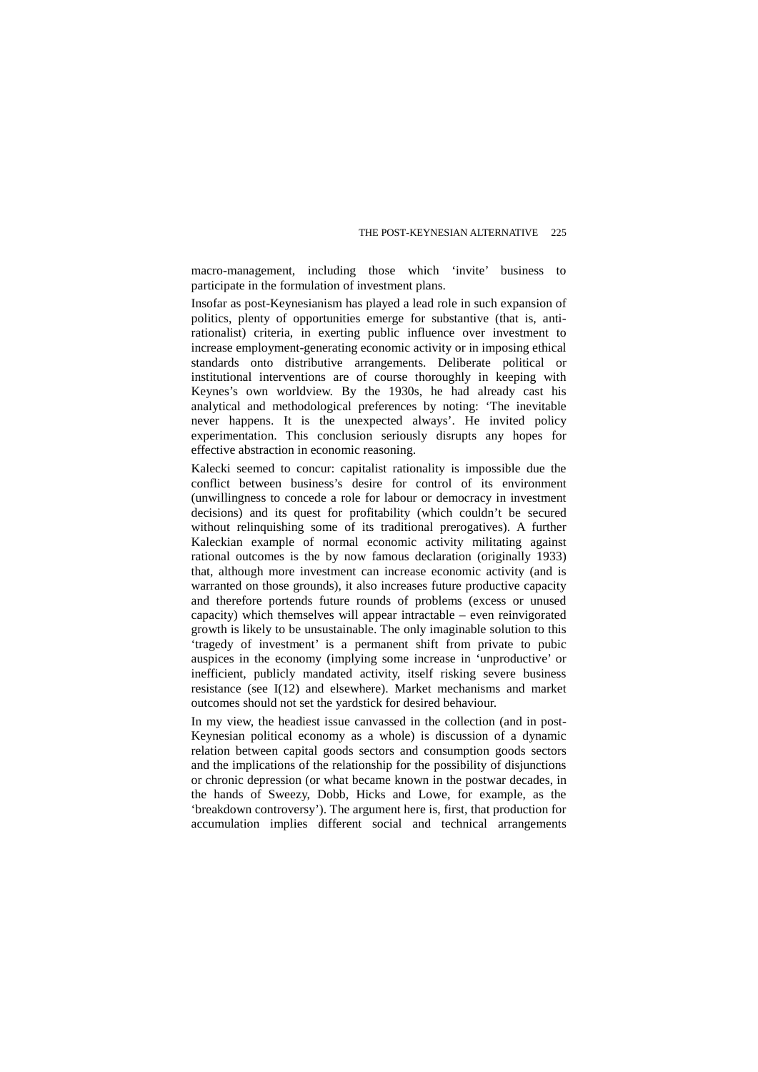macro-management, including those which 'invite' business to participate in the formulation of investment plans.

Insofar as post-Keynesianism has played a lead role in such expansion of politics, plenty of opportunities emerge for substantive (that is, anti-rationalist) criteria, in exerting public influence over investment to increase employment-generating economic activity or in imposing ethical standards onto distributive arrangements. Deliberate political or institutional interventions are of course thoroughly in keeping with Keynes's own worldview. By the 1930s, he had already cast his analytical and methodological preferences by noting: 'The inevitable never happens. It is the unexpected always'. He invited policy experimentation. This conclusion seriously disrupts any hopes for effective abstraction in economic reasoning.

Kalecki seemed to concur: capitalist rationality is impossible due the conflict between business's desire for control of its environment (unwillingness to concede a role for labour or democracy in investment decisions) and its quest for profitability (which couldn't be secured without relinquishing some of its traditional prerogatives). A further Kaleckian example of normal economic activity militating against rational outcomes is the by now famous declaration (originally 1933) that, although more investment can increase economic activity (and is warranted on those grounds), it also increases future productive capacity and therefore portends future rounds of problems (excess or unused capacity) which themselves will appear intractable – even reinvigorated growth is likely to be unsustainable. The only imaginable solution to this 'tragedy of investment' is a permanent shift from private to pubic auspices in the economy (implying some increase in 'unproductive' or inefficient, publicly mandated activity, itself risking severe business resistance (see I(12) and elsewhere). Market mechanisms and market outcomes should not set the yardstick for desired behaviour.

In my view, the headiest issue canvassed in the collection (and in post-Keynesian political economy as a whole) is discussion of a dynamic relation between capital goods sectors and consumption goods sectors and the implications of the relationship for the possibility of disjunctions or chronic depression (or what became known in the postwar decades, in the hands of Sweezy, Dobb, Hicks and Lowe, for example, as the 'breakdown controversy'). The argument here is, first, that production for accumulation implies different social and technical arrangements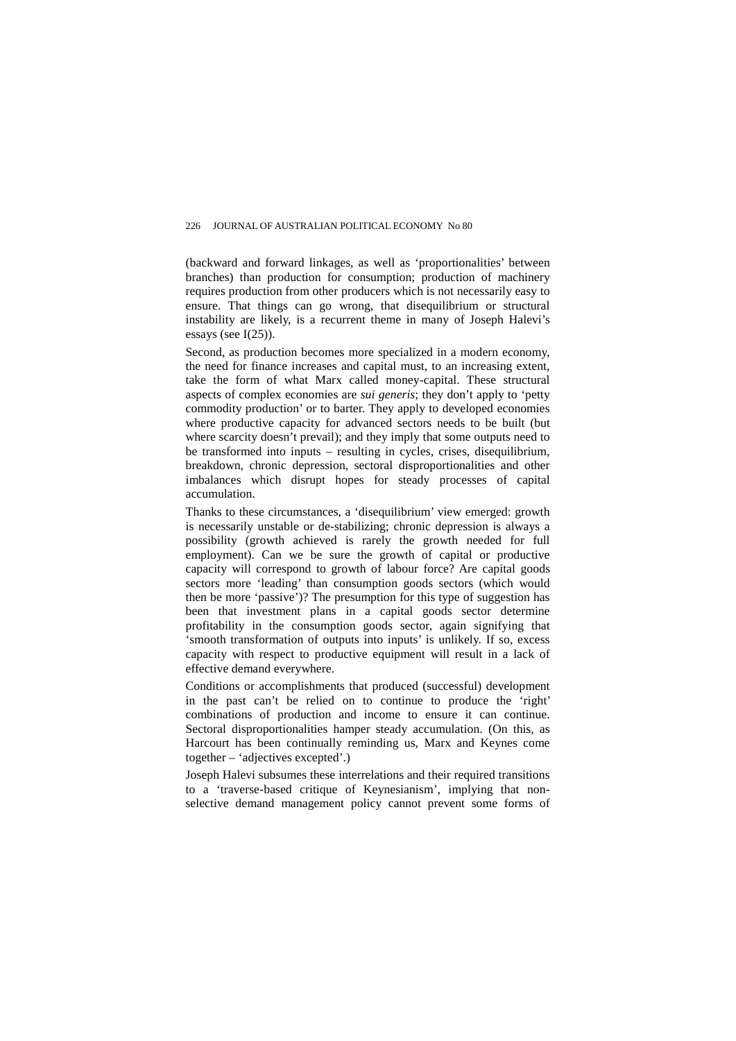(backward and forward linkages, as well as 'proportionalities' between branches) than production for consumption; production of machinery requires production from other producers which is not necessarily easy to ensure. That things can go wrong, that disequilibrium or structural instability are likely, is a recurrent theme in many of Joseph Halevi's essays (see I(25)).

Second, as production becomes more specialized in a modern economy, the need for finance increases and capital must, to an increasing extent, take the form of what Marx called money-capital. These structural aspects of complex economies are *sui generis*; they don't apply to 'petty commodity production' or to barter. They apply to developed economies where productive capacity for advanced sectors needs to be built (but where scarcity doesn't prevail); and they imply that some outputs need to be transformed into inputs – resulting in cycles, crises, disequilibrium, breakdown, chronic depression, sectoral disproportionalities and other imbalances which disrupt hopes for steady processes of capital accumulation.

Thanks to these circumstances, a 'disequilibrium' view emerged: growth is necessarily unstable or de-stabilizing; chronic depression is always a possibility (growth achieved is rarely the growth needed for full employment). Can we be sure the growth of capital or productive capacity will correspond to growth of labour force? Are capital goods sectors more 'leading' than consumption goods sectors (which would then be more 'passive')? The presumption for this type of suggestion has been that investment plans in a capital goods sector determine profitability in the consumption goods sector, again signifying that 'smooth transformation of outputs into inputs' is unlikely. If so, excess capacity with respect to productive equipment will result in a lack of effective demand everywhere.

Conditions or accomplishments that produced (successful) development in the past can't be relied on to continue to produce the 'right' combinations of production and income to ensure it can continue. Sectoral disproportionalities hamper steady accumulation. (On this, as Harcourt has been continually reminding us, Marx and Keynes come together – 'adjectives excepted'.)

Joseph Halevi subsumes these interrelations and their required transitions to a 'traverse-based critique of Keynesianism', implying that non-selective demand management policy cannot prevent some forms of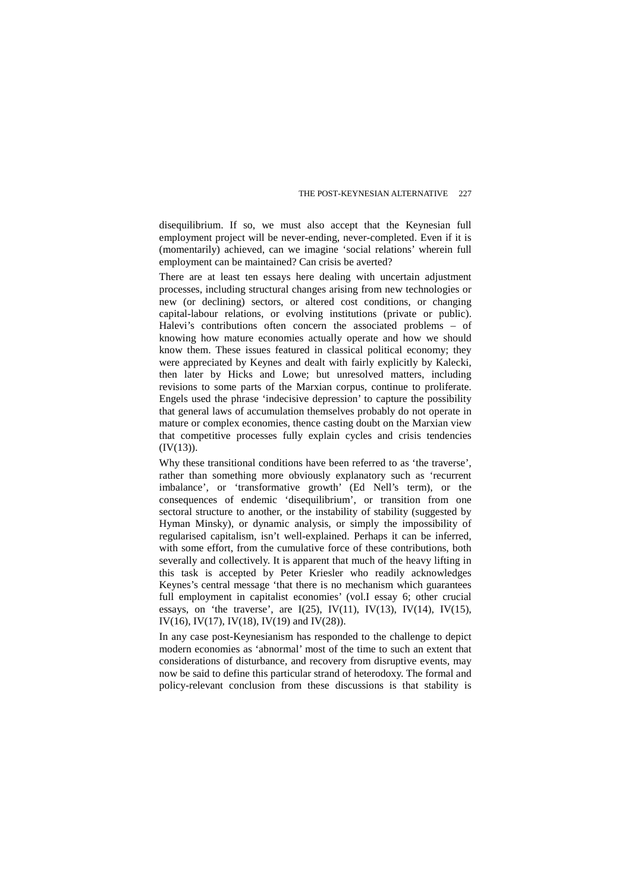disequilibrium. If so, we must also accept that the Keynesian full employment project will be never-ending, never-completed. Even if it is (momentarily) achieved, can we imagine 'social relations' wherein full employment can be maintained? Can crisis be averted?

There are at least ten essays here dealing with uncertain adjustment processes, including structural changes arising from new technologies or new (or declining) sectors, or altered cost conditions, or changing capital-labour relations, or evolving institutions (private or public). Halevi's contributions often concern the associated problems – of knowing how mature economies actually operate and how we should know them. These issues featured in classical political economy; they were appreciated by Keynes and dealt with fairly explicitly by Kalecki, then later by Hicks and Lowe; but unresolved matters, including revisions to some parts of the Marxian corpus, continue to proliferate. Engels used the phrase 'indecisive depression' to capture the possibility that general laws of accumulation themselves probably do not operate in mature or complex economies, thence casting doubt on the Marxian view that competitive processes fully explain cycles and crisis tendencies (IV(13)).

Why these transitional conditions have been referred to as 'the traverse', rather than something more obviously explanatory such as 'recurrent imbalance', or 'transformative growth' (Ed Nell's term), or the consequences of endemic 'disequilibrium', or transition from one sectoral structure to another, or the instability of stability (suggested by Hyman Minsky), or dynamic analysis, or simply the impossibility of regularised capitalism, isn't well-explained. Perhaps it can be inferred, with some effort, from the cumulative force of these contributions, both severally and collectively. It is apparent that much of the heavy lifting in this task is accepted by Peter Kriesler who readily acknowledges Keynes's central message 'that there is no mechanism which guarantees full employment in capitalist economies' (vol.I essay 6; other crucial essays, on 'the traverse', are I(25), IV(11), IV(13), IV(14), IV(15), IV(16), IV(17), IV(18), IV(19) and IV(28)).

In any case post-Keynesianism has responded to the challenge to depict modern economies as 'abnormal' most of the time to such an extent that considerations of disturbance, and recovery from disruptive events, may now be said to define this particular strand of heterodoxy. The formal and policy-relevant conclusion from these discussions is that stability is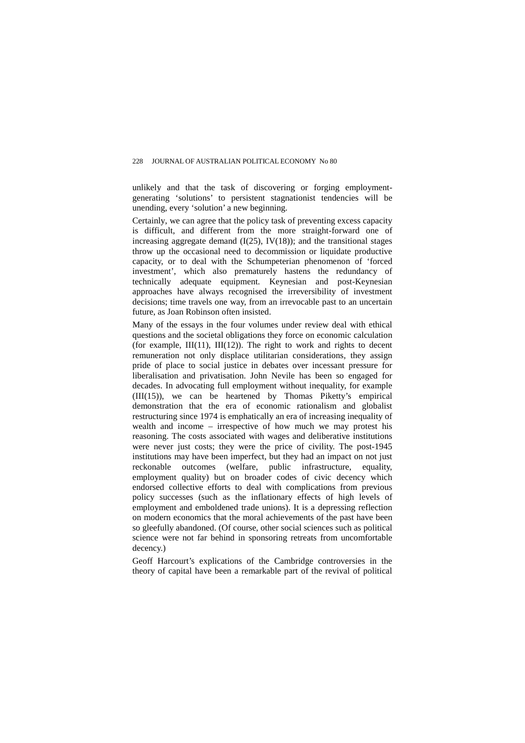unlikely and that the task of discovering or forging employment-generating 'solutions' to persistent stagnationist tendencies will be unending, every 'solution' a new beginning.

Certainly, we can agree that the policy task of preventing excess capacity is difficult, and different from the more straight-forward one of increasing aggregate demand (I(25), IV(18)); and the transitional stages throw up the occasional need to decommission or liquidate productive capacity, or to deal with the Schumpeterian phenomenon of 'forced investment', which also prematurely hastens the redundancy of technically adequate equipment. Keynesian and post-Keynesian approaches have always recognised the irreversibility of investment decisions; time travels one way, from an irrevocable past to an uncertain future, as Joan Robinson often insisted.

Many of the essays in the four volumes under review deal with ethical questions and the societal obligations they force on economic calculation (for example, III(11), III(12)). The right to work and rights to decent remuneration not only displace utilitarian considerations, they assign pride of place to social justice in debates over incessant pressure for liberalisation and privatisation. John Nevile has been so engaged for decades. In advocating full employment without inequality, for example (III(15)), we can be heartened by Thomas Piketty's empirical demonstration that the era of economic rationalism and globalist restructuring since 1974 is emphatically an era of increasing inequality of wealth and income – irrespective of how much we may protest his reasoning. The costs associated with wages and deliberative institutions were never just costs; they were the price of civility. The post-1945 institutions may have been imperfect, but they had an impact on not just reckonable outcomes (welfare, public infrastructure, equality, employment quality) but on broader codes of civic decency which endorsed collective efforts to deal with complications from previous policy successes (such as the inflationary effects of high levels of employment and emboldened trade unions). It is a depressing reflection on modern economics that the moral achievements of the past have been so gleefully abandoned. (Of course, other social sciences such as political science were not far behind in sponsoring retreats from uncomfortable decency.)

Geoff Harcourt's explications of the Cambridge controversies in the theory of capital have been a remarkable part of the revival of political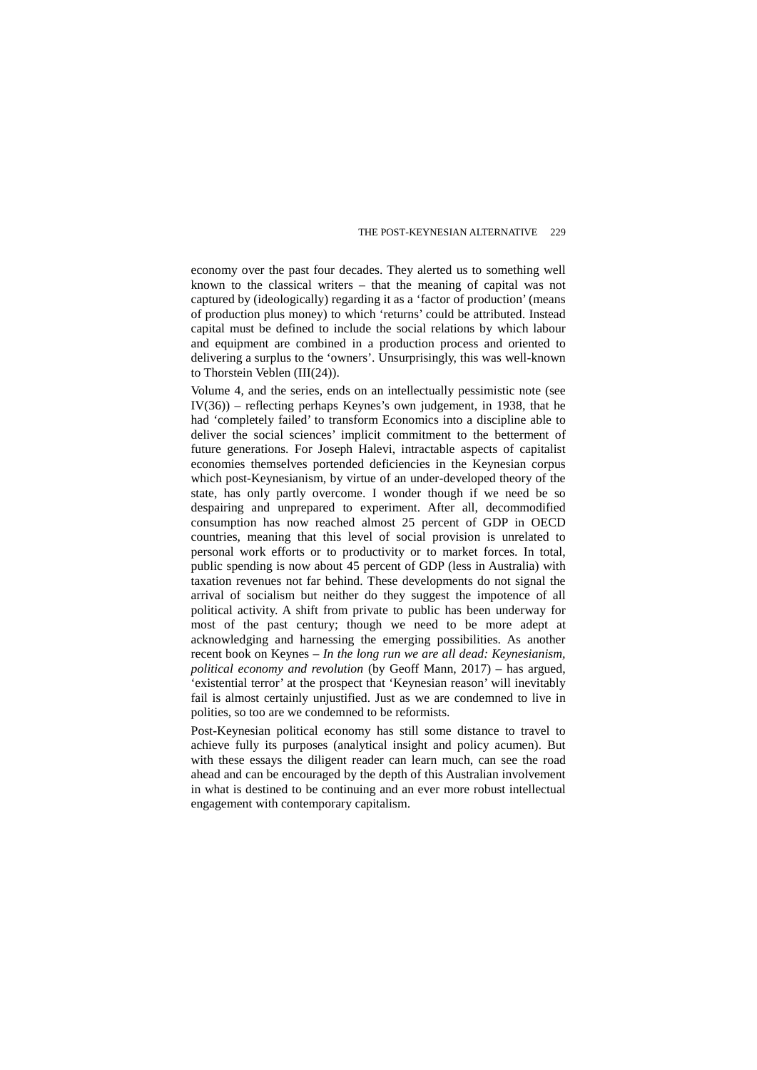economy over the past four decades. They alerted us to something well known to the classical writers – that the meaning of capital was not captured by (ideologically) regarding it as a 'factor of production' (means of production plus money) to which 'returns' could be attributed. Instead capital must be defined to include the social relations by which labour and equipment are combined in a production process and oriented to delivering a surplus to the 'owners'. Unsurprisingly, this was well-known to Thorstein Veblen (III(24)).

Volume 4, and the series, ends on an intellectually pessimistic note (see IV(36)) – reflecting perhaps Keynes's own judgement, in 1938, that he had 'completely failed' to transform Economics into a discipline able to deliver the social sciences' implicit commitment to the betterment of future generations. For Joseph Halevi, intractable aspects of capitalist economies themselves portended deficiencies in the Keynesian corpus which post-Keynesianism, by virtue of an under-developed theory of the state, has only partly overcome. I wonder though if we need be so despairing and unprepared to experiment. After all, decommodified consumption has now reached almost 25 percent of GDP in OECD countries, meaning that this level of social provision is unrelated to personal work efforts or to productivity or to market forces. In total, public spending is now about 45 percent of GDP (less in Australia) with taxation revenues not far behind. These developments do not signal the arrival of socialism but neither do they suggest the impotence of all political activity. A shift from private to public has been underway for most of the past century; though we need to be more adept at acknowledging and harnessing the emerging possibilities. As another recent book on Keynes – *In the long run we are all dead: Keynesianism, political economy and revolution* (by Geoff Mann, 2017) – has argued, 'existential terror' at the prospect that 'Keynesian reason' will inevitably fail is almost certainly unjustified. Just as we are condemned to live in polities, so too are we condemned to be reformists.

Post-Keynesian political economy has still some distance to travel to achieve fully its purposes (analytical insight and policy acumen). But with these essays the diligent reader can learn much, can see the road ahead and can be encouraged by the depth of this Australian involvement in what is destined to be continuing and an ever more robust intellectual engagement with contemporary capitalism.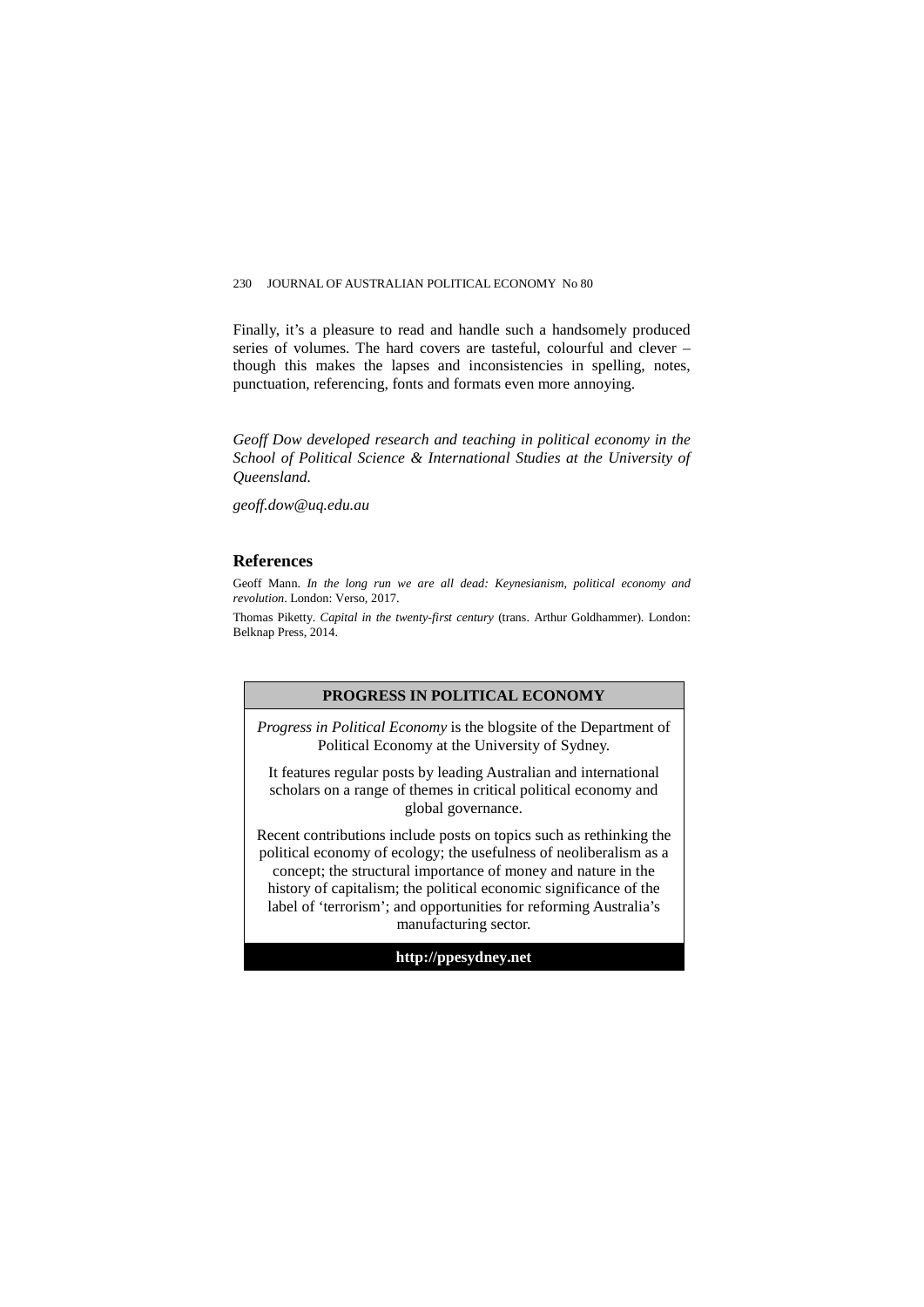Finally, it's a pleasure to read and handle such a handsomely produced series of volumes. The hard covers are tasteful, colourful and clever – though this makes the lapses and inconsistencies in spelling, notes, punctuation, referencing, fonts and formats even more annoying.

*Geoff Dow developed research and teaching in political economy in the School of Political Science & International Studies at the University of Queensland.*

*geoff.dow@uq.edu.au*

## References

Geoff Mann. *In the long run we are all dead: Keynesianism, political economy and revolution*. London: Verso, 2017.

Thomas Piketty. *Capital in the twenty-first century* (trans. Arthur Goldhammer). London: Belknap Press, 2014.

**PROGRESS IN POLITICAL ECONOMY**

*Progress in Political Economy* is the blogsite of the Department of Political Economy at the University of Sydney.

It features regular posts by leading Australian and international scholars on a range of themes in critical political economy and global governance.

Recent contributions include posts on topics such as rethinking the political economy of ecology; the usefulness of neoliberalism as a concept; the structural importance of money and nature in the history of capitalism; the political economic significance of the label of 'terrorism'; and opportunities for reforming Australia's manufacturing sector.

**http://ppesydney.net**